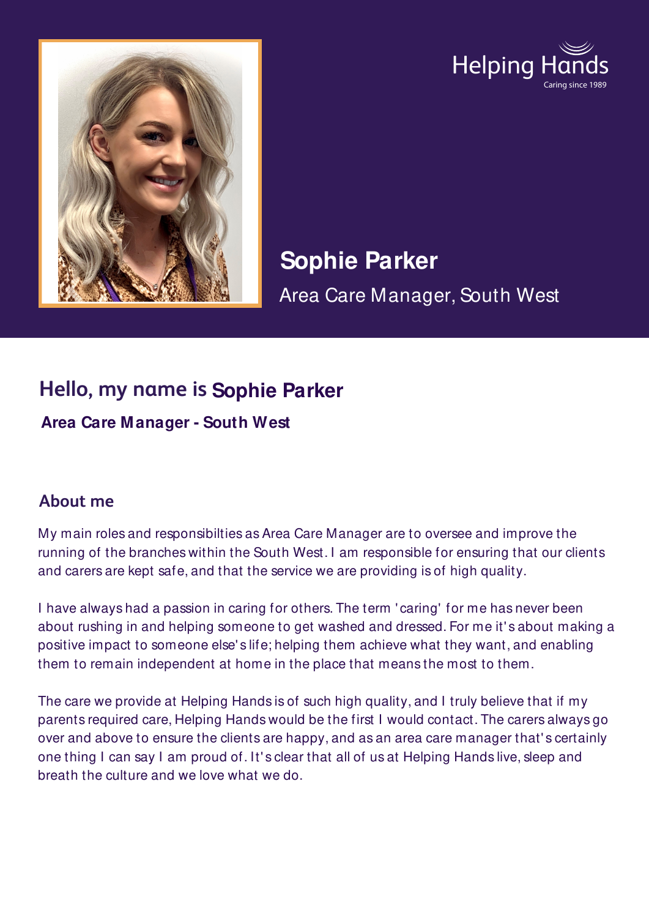Helping Hands
Caring since 1989

# Sophie Parker

Area Care Manager, South West

## Hello, my name is Sophie Parker

**Area Care Manager - South West**

### About me

My main roles and responsibilties as Area Care Manager are to oversee and improve the running of the branches within the South West. I am responsible for ensuring that our clients and carers are kept safe, and that the service we are providing is of high quality.

I have always had a passion in caring for others. The term 'caring' for me has never been about rushing in and helping someone to get washed and dressed. For me it's about making a positive impact to someone else's life; helping them achieve what they want, and enabling them to remain independent at home in the place that means the most to them.

The care we provide at Helping Hands is of such high quality, and I truly believe that if my parents required care, Helping Hands would be the first I would contact. The carers always go over and above to ensure the clients are happy, and as an area care manager that's certainly one thing I can say I am proud of. It's clear that all of us at Helping Hands live, sleep and breath the culture and we love what we do.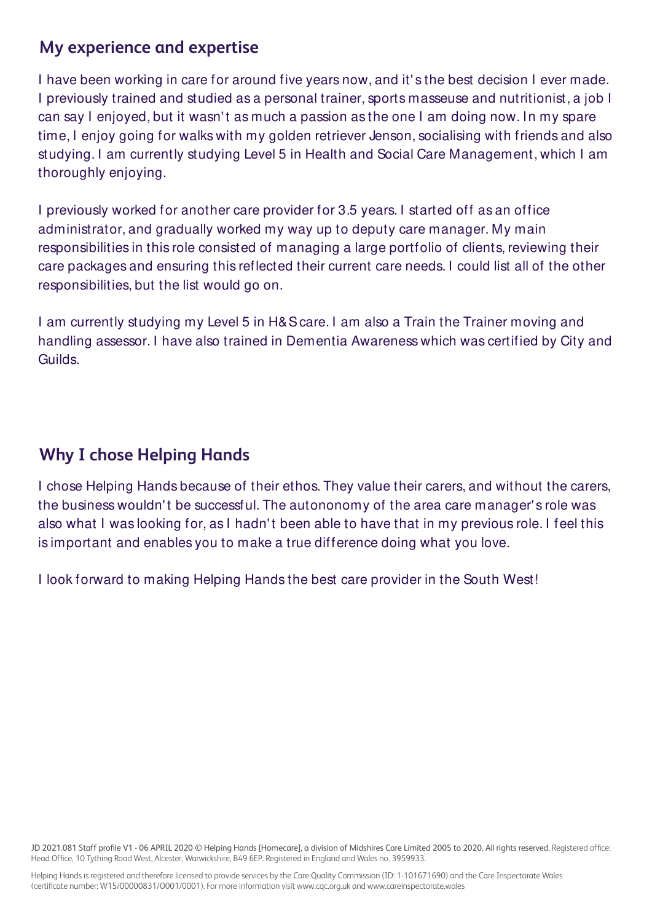## My experience and expertise

I have been working in care for around five years now, and it's the best decision I ever made. I previously trained and studied as a personal trainer, sports masseuse and nutritionist, a job I can say I enjoyed, but it wasn't as much a passion as the one I am doing now. In my spare time, I enjoy going for walks with my golden retriever Jenson, socialising with friends and also studying. I am currently studying Level 5 in Health and Social Care Management, which I am thoroughly enjoying.

I previously worked for another care provider for 3.5 years. I started off as an office administrator, and gradually worked my way up to deputy care manager. My main responsibilities in this role consisted of managing a large portfolio of clients, reviewing their care packages and ensuring this reflected their current care needs. I could list all of the other responsibilities, but the list would go on.

I am currently studying my Level 5 in H&S care. I am also a Train the Trainer moving and handling assessor. I have also trained in Dementia Awareness which was certified by City and Guilds.

## Why I chose Helping Hands

I chose Helping Hands because of their ethos. They value their carers, and without the carers, the business wouldn't be successful. The autononomy of the area care manager's role was also what I was looking for, as I hadn't been able to have that in my previous role. I feel this is important and enables you to make a true difference doing what you love.

I look forward to making Helping Hands the best care provider in the South West!

JD 2021.081 Staff profile V1 - 06 APRIL 2020 © Helping Hands [Homecare], a division of Midshires Care Limited 2005 to 2020. All rights reserved. Registered office: Head Office, 10 Tything Road West, Alcester, Warwickshire, B49 6EP. Registered in England and Wales no. 3959933.

Helping Hands is registered and therefore licensed to provide services by the Care Quality Commission (ID: 1-101671690) and the Care Inspectorate Wales (certificate number: W15/00000831/O001/0001). For more information visit www.cqc.org.uk and www.careinspectorate.wales